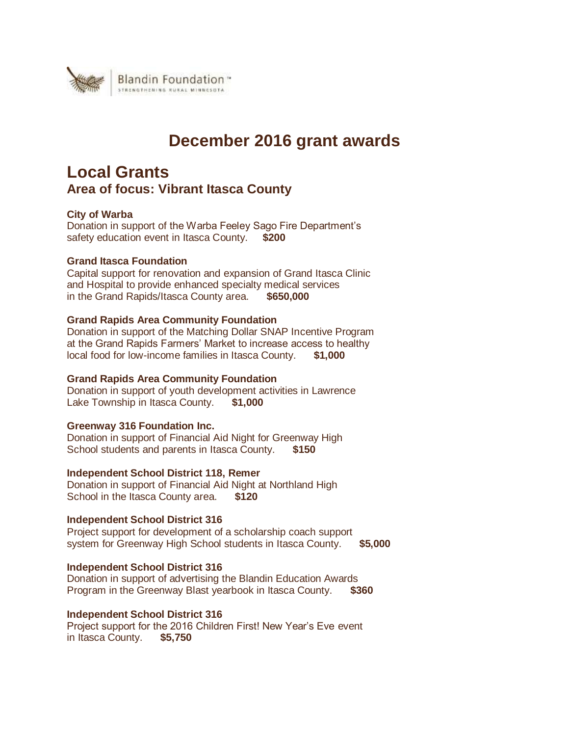Blandin Foundation™
STRENGTHENING RURAL MINNESOTA

# December 2016 grant awards

## Local Grants

### Area of focus: Vibrant Itasca County

**City of Warba**
Donation in support of the Warba Feeley Sago Fire Department's safety education event in Itasca County. **$200**

**Grand Itasca Foundation**
Capital support for renovation and expansion of Grand Itasca Clinic and Hospital to provide enhanced specialty medical services in the Grand Rapids/Itasca County area. **$650,000**

**Grand Rapids Area Community Foundation**
Donation in support of the Matching Dollar SNAP Incentive Program at the Grand Rapids Farmers' Market to increase access to healthy local food for low-income families in Itasca County. **$1,000**

**Grand Rapids Area Community Foundation**
Donation in support of youth development activities in Lawrence Lake Township in Itasca County. **$1,000**

**Greenway 316 Foundation Inc.**
Donation in support of Financial Aid Night for Greenway High School students and parents in Itasca County. **$150**

**Independent School District 118, Remer**
Donation in support of Financial Aid Night at Northland High School in the Itasca County area. **$120**

**Independent School District 316**
Project support for development of a scholarship coach support system for Greenway High School students in Itasca County. **$5,000**

**Independent School District 316**
Donation in support of advertising the Blandin Education Awards Program in the Greenway Blast yearbook in Itasca County. **$360**

**Independent School District 316**
Project support for the 2016 Children First! New Year's Eve event in Itasca County. **$5,750**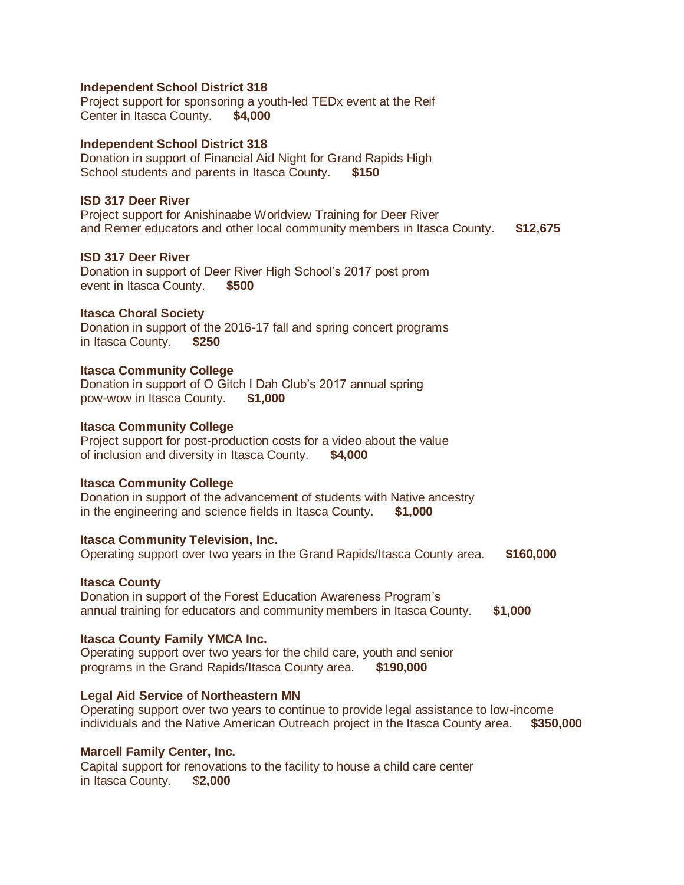**Independent School District 318**
Project support for sponsoring a youth-led TEDx event at the Reif Center in Itasca County. **$4,000**

**Independent School District 318**
Donation in support of Financial Aid Night for Grand Rapids High School students and parents in Itasca County. **$150**

**ISD 317 Deer River**
Project support for Anishinaabe Worldview Training for Deer River and Remer educators and other local community members in Itasca County. **$12,675**

**ISD 317 Deer River**
Donation in support of Deer River High School's 2017 post prom event in Itasca County. **$500**

**Itasca Choral Society**
Donation in support of the 2016-17 fall and spring concert programs in Itasca County. **$250**

**Itasca Community College**
Donation in support of O Gitch I Dah Club's 2017 annual spring pow-wow in Itasca County. **$1,000**

**Itasca Community College**
Project support for post-production costs for a video about the value of inclusion and diversity in Itasca County. **$4,000**

**Itasca Community College**
Donation in support of the advancement of students with Native ancestry in the engineering and science fields in Itasca County. **$1,000**

**Itasca Community Television, Inc.**
Operating support over two years in the Grand Rapids/Itasca County area. **$160,000**

**Itasca County**
Donation in support of the Forest Education Awareness Program's annual training for educators and community members in Itasca County. **$1,000**

**Itasca County Family YMCA Inc.**
Operating support over two years for the child care, youth and senior programs in the Grand Rapids/Itasca County area. **$190,000**

**Legal Aid Service of Northeastern MN**
Operating support over two years to continue to provide legal assistance to low-income individuals and the Native American Outreach project in the Itasca County area. **$350,000**

**Marcell Family Center, Inc.**
Capital support for renovations to the facility to house a child care center in Itasca County. $**2,000**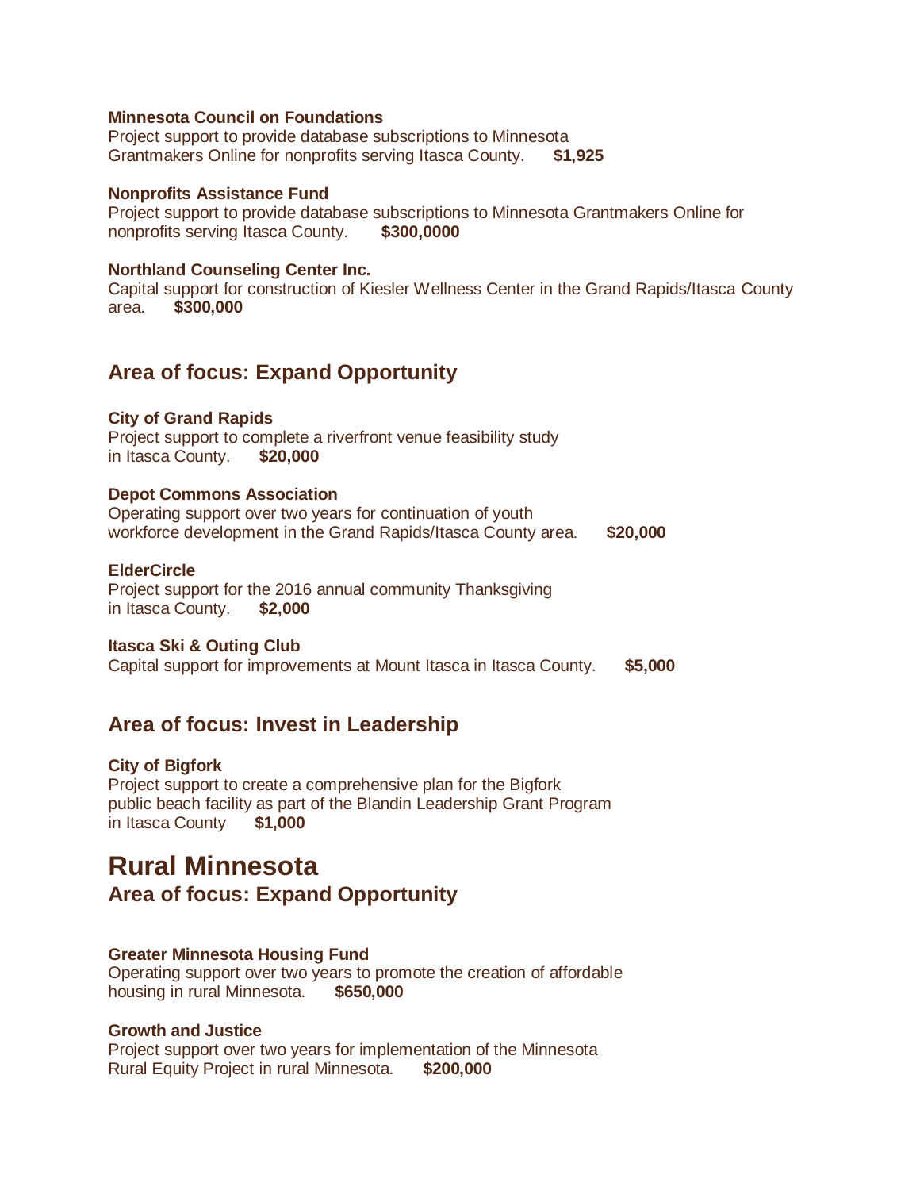**Minnesota Council on Foundations**
Project support to provide database subscriptions to Minnesota Grantmakers Online for nonprofits serving Itasca County. **$1,925**

**Nonprofits Assistance Fund**
Project support to provide database subscriptions to Minnesota Grantmakers Online for nonprofits serving Itasca County. **$300,0000**

**Northland Counseling Center Inc.**
Capital support for construction of Kiesler Wellness Center in the Grand Rapids/Itasca County area. **$300,000**

### Area of focus: Expand Opportunity

**City of Grand Rapids**
Project support to complete a riverfront venue feasibility study in Itasca County. **$20,000**

**Depot Commons Association**
Operating support over two years for continuation of youth workforce development in the Grand Rapids/Itasca County area. **$20,000**

**ElderCircle**
Project support for the 2016 annual community Thanksgiving in Itasca County. **$2,000**

**Itasca Ski & Outing Club**
Capital support for improvements at Mount Itasca in Itasca County. **$5,000**

### Area of focus: Invest in Leadership

**City of Bigfork**
Project support to create a comprehensive plan for the Bigfork public beach facility as part of the Blandin Leadership Grant Program in Itasca County **$1,000**

## Rural Minnesota

### Area of focus: Expand Opportunity

**Greater Minnesota Housing Fund**
Operating support over two years to promote the creation of affordable housing in rural Minnesota. **$650,000**

**Growth and Justice**
Project support over two years for implementation of the Minnesota Rural Equity Project in rural Minnesota. **$200,000**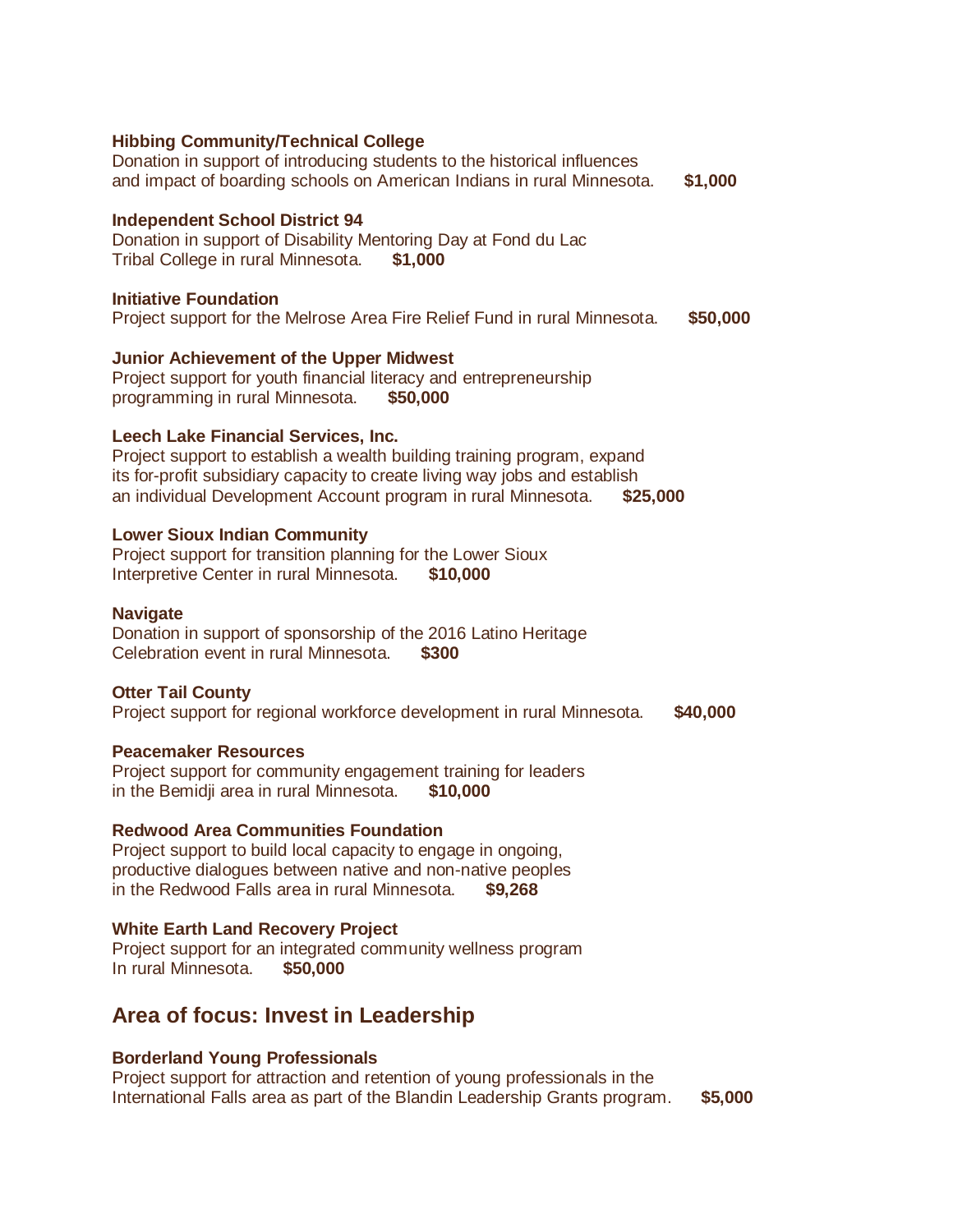**Hibbing Community/Technical College**
Donation in support of introducing students to the historical influences and impact of boarding schools on American Indians in rural Minnesota. **$1,000**

**Independent School District 94**
Donation in support of Disability Mentoring Day at Fond du Lac Tribal College in rural Minnesota. **$1,000**

**Initiative Foundation**
Project support for the Melrose Area Fire Relief Fund in rural Minnesota. **$50,000**

**Junior Achievement of the Upper Midwest**
Project support for youth financial literacy and entrepreneurship programming in rural Minnesota. **$50,000**

**Leech Lake Financial Services, Inc.**
Project support to establish a wealth building training program, expand its for-profit subsidiary capacity to create living way jobs and establish an individual Development Account program in rural Minnesota. **$25,000**

**Lower Sioux Indian Community**
Project support for transition planning for the Lower Sioux Interpretive Center in rural Minnesota. **$10,000**

**Navigate**
Donation in support of sponsorship of the 2016 Latino Heritage Celebration event in rural Minnesota. **$300**

**Otter Tail County**
Project support for regional workforce development in rural Minnesota. **$40,000**

**Peacemaker Resources**
Project support for community engagement training for leaders in the Bemidji area in rural Minnesota. **$10,000**

**Redwood Area Communities Foundation**
Project support to build local capacity to engage in ongoing, productive dialogues between native and non-native peoples in the Redwood Falls area in rural Minnesota. **$9,268**

**White Earth Land Recovery Project**
Project support for an integrated community wellness program In rural Minnesota. **$50,000**

## Area of focus: Invest in Leadership

**Borderland Young Professionals**
Project support for attraction and retention of young professionals in the International Falls area as part of the Blandin Leadership Grants program. **$5,000**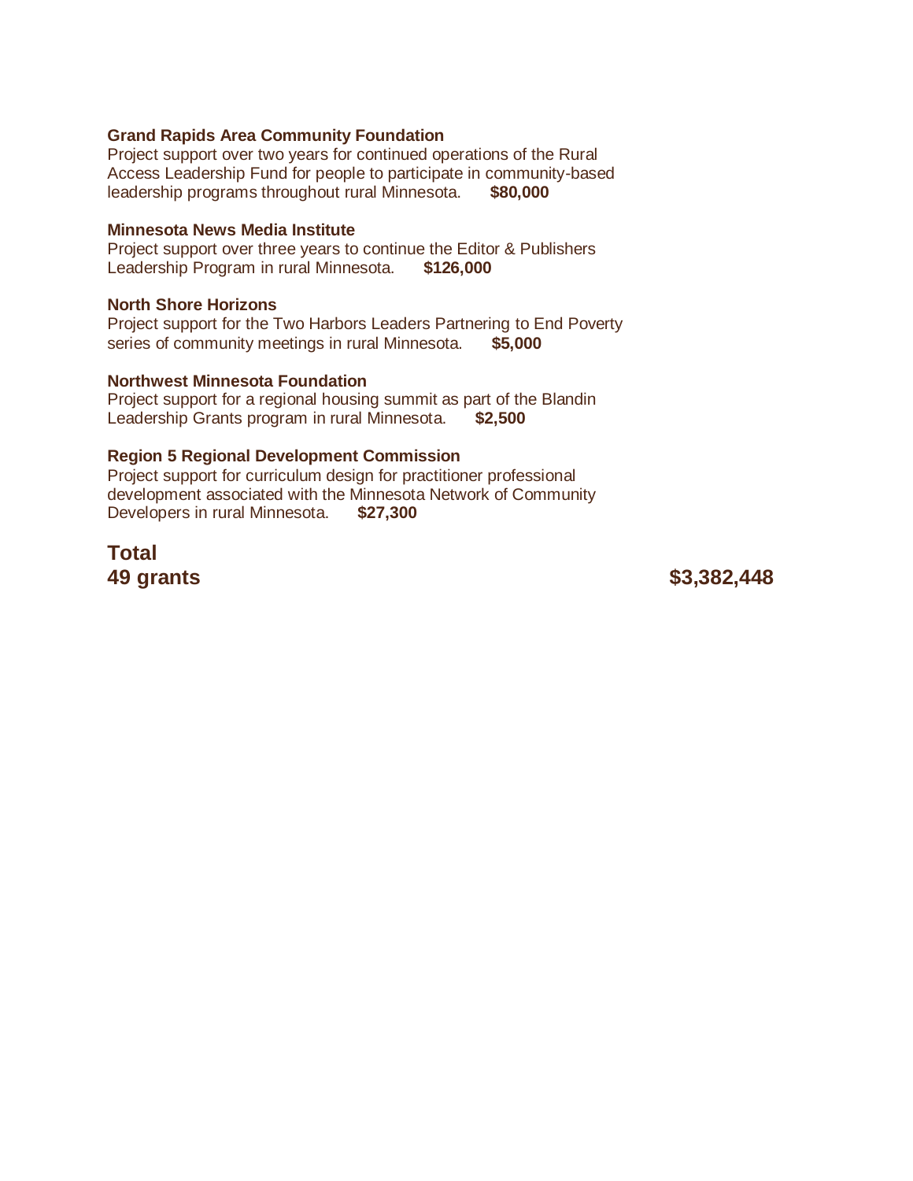**Grand Rapids Area Community Foundation**
Project support over two years for continued operations of the Rural Access Leadership Fund for people to participate in community-based leadership programs throughout rural Minnesota. **$80,000**

**Minnesota News Media Institute**
Project support over three years to continue the Editor & Publishers Leadership Program in rural Minnesota. **$126,000**

**North Shore Horizons**
Project support for the Two Harbors Leaders Partnering to End Poverty series of community meetings in rural Minnesota. **$5,000**

**Northwest Minnesota Foundation**
Project support for a regional housing summit as part of the Blandin Leadership Grants program in rural Minnesota. **$2,500**

**Region 5 Regional Development Commission**
Project support for curriculum design for practitioner professional development associated with the Minnesota Network of Community Developers in rural Minnesota. **$27,300**

## Total
## 49 grants $3,382,448